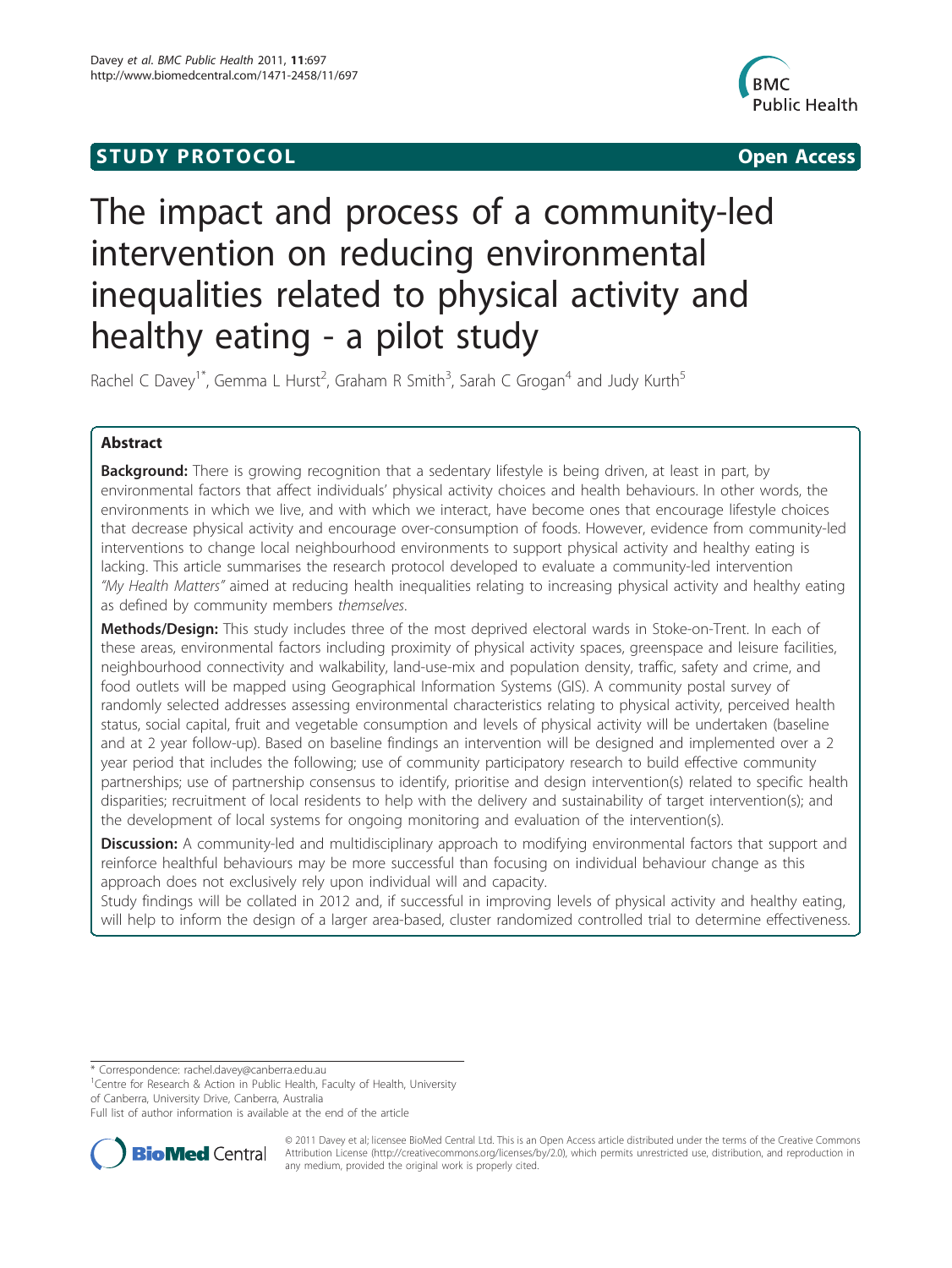STUDY PROTOCOL Open Access

# The impact and process of a community-led intervention on reducing environmental inequalities related to physical activity and healthy eating - a pilot study

Rachel C Davey[1*], Gemma L Hurst[2], Graham R Smith[3], Sarah C Grogan[4] and Judy Kurth[5]

## Abstract

**Background:** There is growing recognition that a sedentary lifestyle is being driven, at least in part, by environmental factors that affect individuals' physical activity choices and health behaviours. In other words, the environments in which we live, and with which we interact, have become ones that encourage lifestyle choices that decrease physical activity and encourage over-consumption of foods. However, evidence from community-led interventions to change local neighbourhood environments to support physical activity and healthy eating is lacking. This article summarises the research protocol developed to evaluate a community-led intervention *"My Health Matters"* aimed at reducing health inequalities relating to increasing physical activity and healthy eating as defined by community members *themselves*.

**Methods/Design:** This study includes three of the most deprived electoral wards in Stoke-on-Trent. In each of these areas, environmental factors including proximity of physical activity spaces, greenspace and leisure facilities, neighbourhood connectivity and walkability, land-use-mix and population density, traffic, safety and crime, and food outlets will be mapped using Geographical Information Systems (GIS). A community postal survey of randomly selected addresses assessing environmental characteristics relating to physical activity, perceived health status, social capital, fruit and vegetable consumption and levels of physical activity will be undertaken (baseline and at 2 year follow-up). Based on baseline findings an intervention will be designed and implemented over a 2 year period that includes the following; use of community participatory research to build effective community partnerships; use of partnership consensus to identify, prioritise and design intervention(s) related to specific health disparities; recruitment of local residents to help with the delivery and sustainability of target intervention(s); and the development of local systems for ongoing monitoring and evaluation of the intervention(s).

**Discussion:** A community-led and multidisciplinary approach to modifying environmental factors that support and reinforce healthful behaviours may be more successful than focusing on individual behaviour change as this approach does not exclusively rely upon individual will and capacity.

Study findings will be collated in 2012 and, if successful in improving levels of physical activity and healthy eating, will help to inform the design of a larger area-based, cluster randomized controlled trial to determine effectiveness.

---

\* Correspondence: rachel.davey@canberra.edu.au

[1]Centre for Research & Action in Public Health, Faculty of Health, University of Canberra, University Drive, Canberra, Australia

Full list of author information is available at the end of the article

© 2011 Davey et al; licensee BioMed Central Ltd. This is an Open Access article distributed under the terms of the Creative Commons Attribution License (http://creativecommons.org/licenses/by/2.0), which permits unrestricted use, distribution, and reproduction in any medium, provided the original work is properly cited.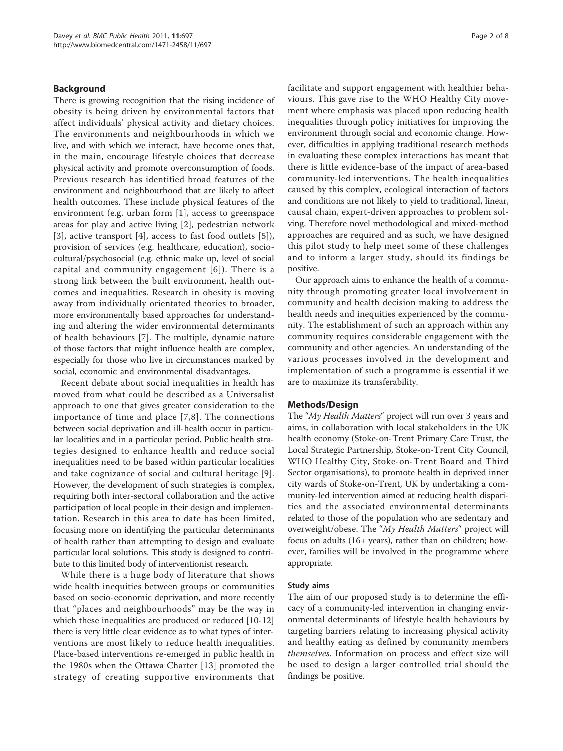## Background

There is growing recognition that the rising incidence of obesity is being driven by environmental factors that affect individuals' physical activity and dietary choices. The environments and neighbourhoods in which we live, and with which we interact, have become ones that, in the main, encourage lifestyle choices that decrease physical activity and promote overconsumption of foods. Previous research has identified broad features of the environment and neighbourhood that are likely to affect health outcomes. These include physical features of the environment (e.g. urban form [1], access to greenspace areas for play and active living [2], pedestrian network [3], active transport [4], access to fast food outlets [5]), provision of services (e.g. healthcare, education), socio-cultural/psychosocial (e.g. ethnic make up, level of social capital and community engagement [6]). There is a strong link between the built environment, health outcomes and inequalities. Research in obesity is moving away from individually orientated theories to broader, more environmentally based approaches for understanding and altering the wider environmental determinants of health behaviours [7]. The multiple, dynamic nature of those factors that might influence health are complex, especially for those who live in circumstances marked by social, economic and environmental disadvantages.

Recent debate about social inequalities in health has moved from what could be described as a Universalist approach to one that gives greater consideration to the importance of time and place [7,8]. The connections between social deprivation and ill-health occur in particular localities and in a particular period. Public health strategies designed to enhance health and reduce social inequalities need to be based within particular localities and take cognizance of social and cultural heritage [9]. However, the development of such strategies is complex, requiring both inter-sectoral collaboration and the active participation of local people in their design and implementation. Research in this area to date has been limited, focusing more on identifying the particular determinants of health rather than attempting to design and evaluate particular local solutions. This study is designed to contribute to this limited body of interventionist research.

While there is a huge body of literature that shows wide health inequities between groups or communities based on socio-economic deprivation, and more recently that "places and neighbourhoods" may be the way in which these inequalities are produced or reduced [10-12] there is very little clear evidence as to what types of interventions are most likely to reduce health inequalities. Place-based interventions re-emerged in public health in the 1980s when the Ottawa Charter [13] promoted the strategy of creating supportive environments that facilitate and support engagement with healthier behaviours. This gave rise to the WHO Healthy City movement where emphasis was placed upon reducing health inequalities through policy initiatives for improving the environment through social and economic change. However, difficulties in applying traditional research methods in evaluating these complex interactions has meant that there is little evidence-base of the impact of area-based community-led interventions. The health inequalities caused by this complex, ecological interaction of factors and conditions are not likely to yield to traditional, linear, causal chain, expert-driven approaches to problem solving. Therefore novel methodological and mixed-method approaches are required and as such, we have designed this pilot study to help meet some of these challenges and to inform a larger study, should its findings be positive.

Our approach aims to enhance the health of a community through promoting greater local involvement in community and health decision making to address the health needs and inequities experienced by the community. The establishment of such an approach within any community requires considerable engagement with the community and other agencies. An understanding of the various processes involved in the development and implementation of such a programme is essential if we are to maximize its transferability.

## Methods/Design

The "*My Health Matters*" project will run over 3 years and aims, in collaboration with local stakeholders in the UK health economy (Stoke-on-Trent Primary Care Trust, the Local Strategic Partnership, Stoke-on-Trent City Council, WHO Healthy City, Stoke-on-Trent Board and Third Sector organisations), to promote health in deprived inner city wards of Stoke-on-Trent, UK by undertaking a community-led intervention aimed at reducing health disparities and the associated environmental determinants related to those of the population who are sedentary and overweight/obese. The "*My Health Matters*" project will focus on adults (16+ years), rather than on children; however, families will be involved in the programme where appropriate.

### Study aims

The aim of our proposed study is to determine the efficacy of a community-led intervention in changing environmental determinants of lifestyle health behaviours by targeting barriers relating to increasing physical activity and healthy eating as defined by community members *themselves*. Information on process and effect size will be used to design a larger controlled trial should the findings be positive.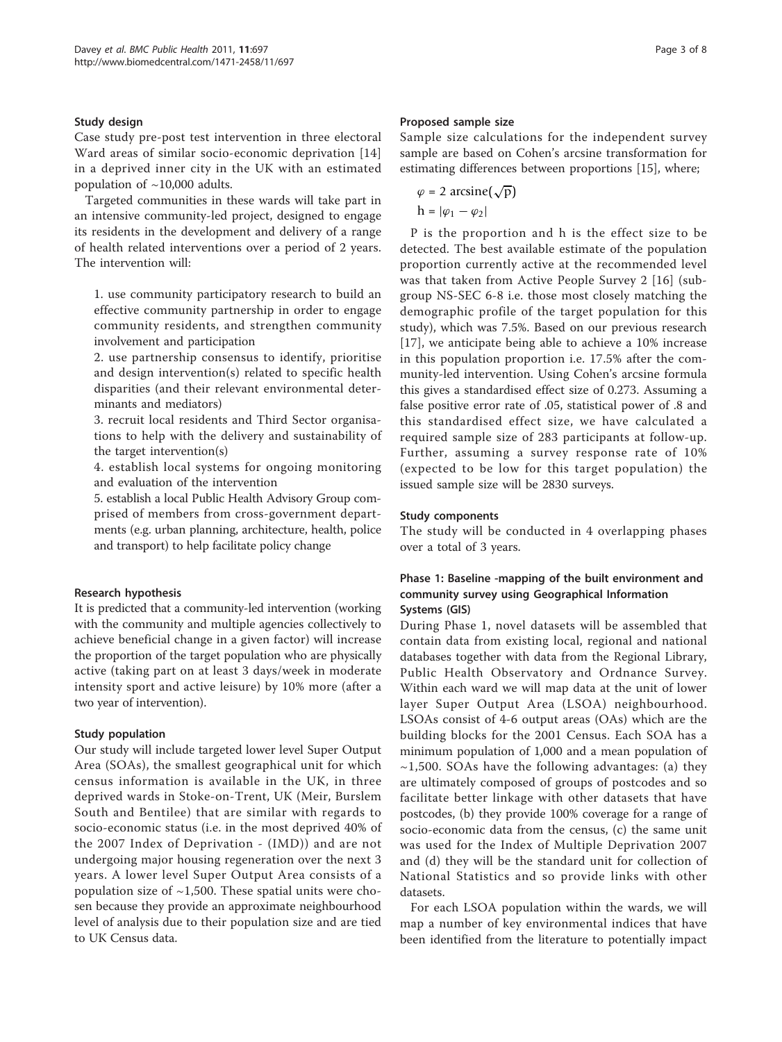### Study design

Case study pre-post test intervention in three electoral Ward areas of similar socio-economic deprivation [14] in a deprived inner city in the UK with an estimated population of ~10,000 adults.

Targeted communities in these wards will take part in an intensive community-led project, designed to engage its residents in the development and delivery of a range of health related interventions over a period of 2 years. The intervention will:

1. use community participatory research to build an effective community partnership in order to engage community residents, and strengthen community involvement and participation
2. use partnership consensus to identify, prioritise and design intervention(s) related to specific health disparities (and their relevant environmental determinants and mediators)
3. recruit local residents and Third Sector organisations to help with the delivery and sustainability of the target intervention(s)
4. establish local systems for ongoing monitoring and evaluation of the intervention
5. establish a local Public Health Advisory Group comprised of members from cross-government departments (e.g. urban planning, architecture, health, police and transport) to help facilitate policy change

### Research hypothesis

It is predicted that a community-led intervention (working with the community and multiple agencies collectively to achieve beneficial change in a given factor) will increase the proportion of the target population who are physically active (taking part on at least 3 days/week in moderate intensity sport and active leisure) by 10% more (after a two year of intervention).

### Study population

Our study will include targeted lower level Super Output Area (SOAs), the smallest geographical unit for which census information is available in the UK, in three deprived wards in Stoke-on-Trent, UK (Meir, Burslem South and Bentilee) that are similar with regards to socio-economic status (i.e. in the most deprived 40% of the 2007 Index of Deprivation - (IMD)) and are not undergoing major housing regeneration over the next 3 years. A lower level Super Output Area consists of a population size of ~1,500. These spatial units were chosen because they provide an approximate neighbourhood level of analysis due to their population size and are tied to UK Census data.

### Proposed sample size

Sample size calculations for the independent survey sample are based on Cohen's arcsine transformation for estimating differences between proportions [15], where;

$$\varphi = 2\ \text{arcsine}(\sqrt{p})$$

$$h = |\varphi_1 - \varphi_2|$$

P is the proportion and h is the effect size to be detected. The best available estimate of the population proportion currently active at the recommended level was that taken from Active People Survey 2 [16] (sub-group NS-SEC 6-8 i.e. those most closely matching the demographic profile of the target population for this study), which was 7.5%. Based on our previous research [17], we anticipate being able to achieve a 10% increase in this population proportion i.e. 17.5% after the community-led intervention. Using Cohen's arcsine formula this gives a standardised effect size of 0.273. Assuming a false positive error rate of .05, statistical power of .8 and this standardised effect size, we have calculated a required sample size of 283 participants at follow-up. Further, assuming a survey response rate of 10% (expected to be low for this target population) the issued sample size will be 2830 surveys.

### Study components

The study will be conducted in 4 overlapping phases over a total of 3 years.

### Phase 1: Baseline -mapping of the built environment and community survey using Geographical Information Systems (GIS)

During Phase 1, novel datasets will be assembled that contain data from existing local, regional and national databases together with data from the Regional Library, Public Health Observatory and Ordnance Survey. Within each ward we will map data at the unit of lower layer Super Output Area (LSOA) neighbourhood. LSOAs consist of 4-6 output areas (OAs) which are the building blocks for the 2001 Census. Each SOA has a minimum population of 1,000 and a mean population of ~1,500. SOAs have the following advantages: (a) they are ultimately composed of groups of postcodes and so facilitate better linkage with other datasets that have postcodes, (b) they provide 100% coverage for a range of socio-economic data from the census, (c) the same unit was used for the Index of Multiple Deprivation 2007 and (d) they will be the standard unit for collection of National Statistics and so provide links with other datasets.

For each LSOA population within the wards, we will map a number of key environmental indices that have been identified from the literature to potentially impact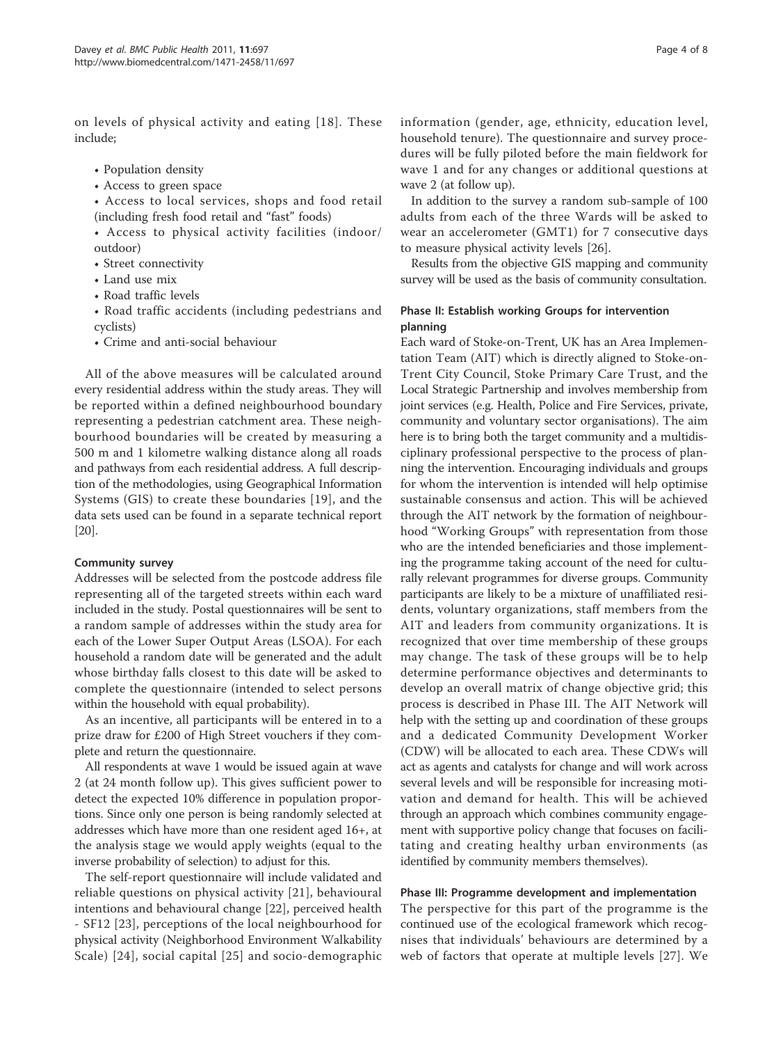on levels of physical activity and eating [18]. These include;

- Population density
- Access to green space
- Access to local services, shops and food retail (including fresh food retail and "fast" foods)
- Access to physical activity facilities (indoor/outdoor)
- Street connectivity
- Land use mix
- Road traffic levels
- Road traffic accidents (including pedestrians and cyclists)
- Crime and anti-social behaviour

All of the above measures will be calculated around every residential address within the study areas. They will be reported within a defined neighbourhood boundary representing a pedestrian catchment area. These neighbourhood boundaries will be created by measuring a 500 m and 1 kilometre walking distance along all roads and pathways from each residential address. A full description of the methodologies, using Geographical Information Systems (GIS) to create these boundaries [19], and the data sets used can be found in a separate technical report [20].

#### Community survey

Addresses will be selected from the postcode address file representing all of the targeted streets within each ward included in the study. Postal questionnaires will be sent to a random sample of addresses within the study area for each of the Lower Super Output Areas (LSOA). For each household a random date will be generated and the adult whose birthday falls closest to this date will be asked to complete the questionnaire (intended to select persons within the household with equal probability).

As an incentive, all participants will be entered in to a prize draw for £200 of High Street vouchers if they complete and return the questionnaire.

All respondents at wave 1 would be issued again at wave 2 (at 24 month follow up). This gives sufficient power to detect the expected 10% difference in population proportions. Since only one person is being randomly selected at addresses which have more than one resident aged 16+, at the analysis stage we would apply weights (equal to the inverse probability of selection) to adjust for this.

The self-report questionnaire will include validated and reliable questions on physical activity [21], behavioural intentions and behavioural change [22], perceived health - SF12 [23], perceptions of the local neighbourhood for physical activity (Neighborhood Environment Walkability Scale) [24], social capital [25] and socio-demographic information (gender, age, ethnicity, education level, household tenure). The questionnaire and survey procedures will be fully piloted before the main fieldwork for wave 1 and for any changes or additional questions at wave 2 (at follow up).

In addition to the survey a random sub-sample of 100 adults from each of the three Wards will be asked to wear an accelerometer (GMT1) for 7 consecutive days to measure physical activity levels [26].

Results from the objective GIS mapping and community survey will be used as the basis of community consultation.

### Phase II: Establish working Groups for intervention planning

Each ward of Stoke-on-Trent, UK has an Area Implementation Team (AIT) which is directly aligned to Stoke-on-Trent City Council, Stoke Primary Care Trust, and the Local Strategic Partnership and involves membership from joint services (e.g. Health, Police and Fire Services, private, community and voluntary sector organisations). The aim here is to bring both the target community and a multidisciplinary professional perspective to the process of planning the intervention. Encouraging individuals and groups for whom the intervention is intended will help optimise sustainable consensus and action. This will be achieved through the AIT network by the formation of neighbourhood "Working Groups" with representation from those who are the intended beneficiaries and those implementing the programme taking account of the need for culturally relevant programmes for diverse groups. Community participants are likely to be a mixture of unaffiliated residents, voluntary organizations, staff members from the AIT and leaders from community organizations. It is recognized that over time membership of these groups may change. The task of these groups will be to help determine performance objectives and determinants to develop an overall matrix of change objective grid; this process is described in Phase III. The AIT Network will help with the setting up and coordination of these groups and a dedicated Community Development Worker (CDW) will be allocated to each area. These CDWs will act as agents and catalysts for change and will work across several levels and will be responsible for increasing motivation and demand for health. This will be achieved through an approach which combines community engagement with supportive policy change that focuses on facilitating and creating healthy urban environments (as identified by community members themselves).

### Phase III: Programme development and implementation

The perspective for this part of the programme is the continued use of the ecological framework which recognises that individuals' behaviours are determined by a web of factors that operate at multiple levels [27]. We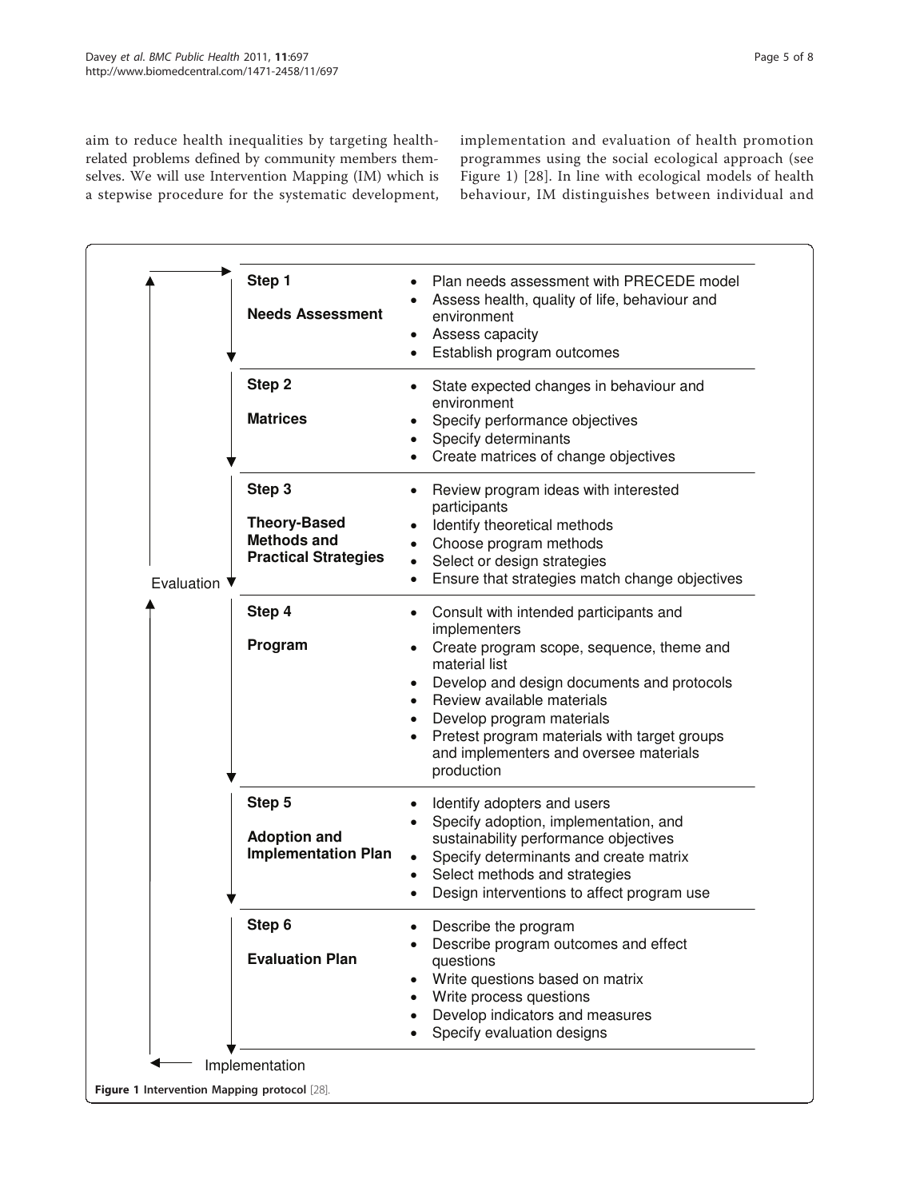aim to reduce health inequalities by targeting health-related problems defined by community members themselves. We will use Intervention Mapping (IM) which is a stepwise procedure for the systematic development, implementation and evaluation of health promotion programmes using the social ecological approach (see Figure 1) [28]. In line with ecological models of health behaviour, IM distinguishes between individual and

| Step | Tasks |
| --- | --- |
| **Step 1** **Needs Assessment** | • Plan needs assessment with PRECEDE model<br>• Assess health, quality of life, behaviour and environment<br>• Assess capacity<br>• Establish program outcomes |
| **Step 2** **Matrices** | • State expected changes in behaviour and environment<br>• Specify performance objectives<br>• Specify determinants<br>• Create matrices of change objectives |
| **Step 3** **Theory-Based Methods and Practical Strategies** | • Review program ideas with interested participants<br>• Identify theoretical methods<br>• Choose program methods<br>• Select or design strategies<br>• Ensure that strategies match change objectives |
| **Step 4** **Program** | • Consult with intended participants and implementers<br>• Create program scope, sequence, theme and material list<br>• Develop and design documents and protocols<br>• Review available materials<br>• Develop program materials<br>• Pretest program materials with target groups and implementers and oversee materials production |
| **Step 5** **Adoption and Implementation Plan** | • Identify adopters and users<br>• Specify adoption, implementation, and sustainability performance objectives<br>• Specify determinants and create matrix<br>• Select methods and strategies<br>• Design interventions to affect program use |
| **Step 6** **Evaluation Plan** | • Describe the program<br>• Describe program outcomes and effect questions<br>• Write questions based on matrix<br>• Write process questions<br>• Develop indicators and measures<br>• Specify evaluation designs |

Evaluation

Implementation

**Figure 1 Intervention Mapping protocol** [28].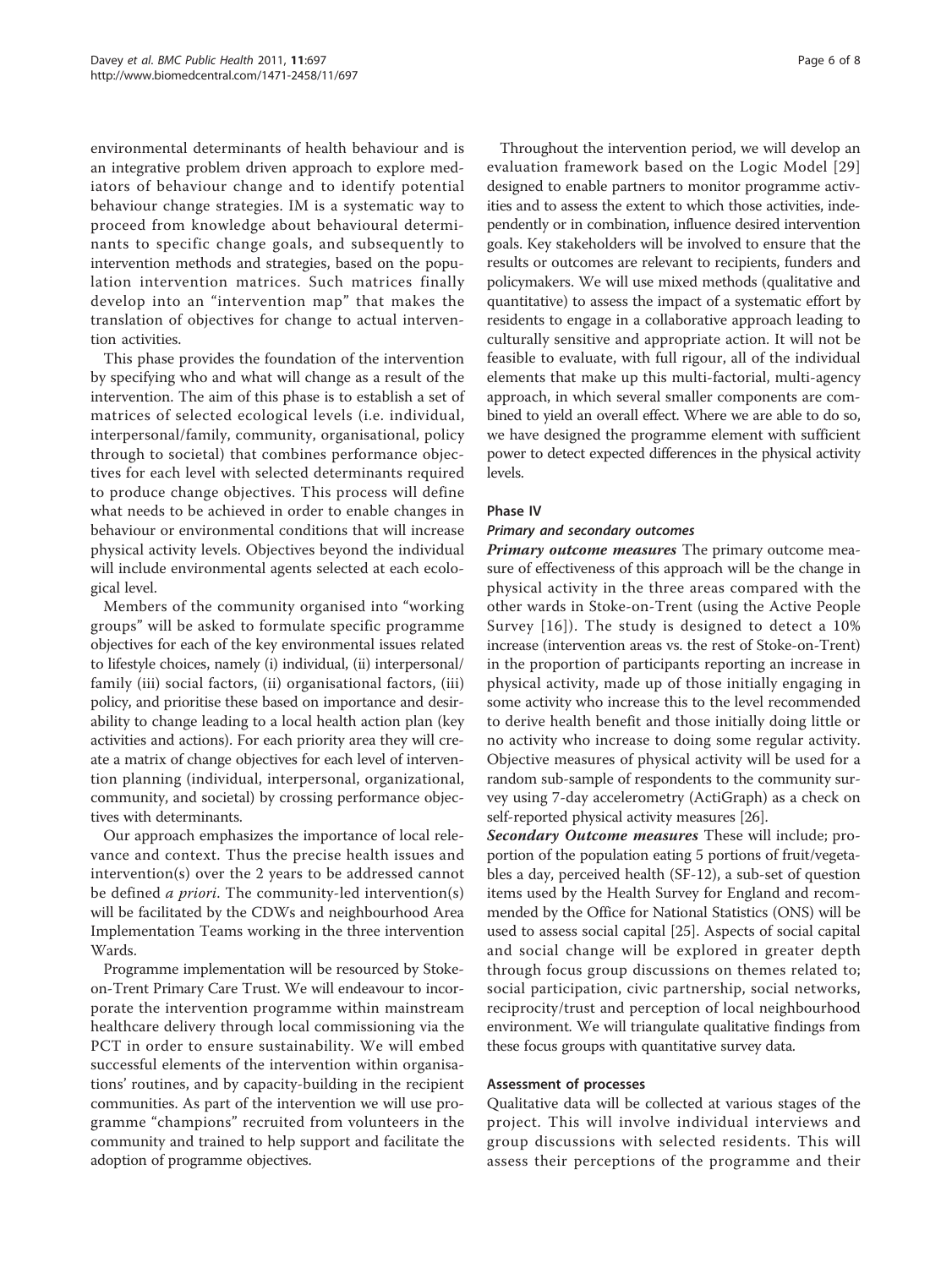environmental determinants of health behaviour and is an integrative problem driven approach to explore mediators of behaviour change and to identify potential behaviour change strategies. IM is a systematic way to proceed from knowledge about behavioural determinants to specific change goals, and subsequently to intervention methods and strategies, based on the population intervention matrices. Such matrices finally develop into an "intervention map" that makes the translation of objectives for change to actual intervention activities.

This phase provides the foundation of the intervention by specifying who and what will change as a result of the intervention. The aim of this phase is to establish a set of matrices of selected ecological levels (i.e. individual, interpersonal/family, community, organisational, policy through to societal) that combines performance objectives for each level with selected determinants required to produce change objectives. This process will define what needs to be achieved in order to enable changes in behaviour or environmental conditions that will increase physical activity levels. Objectives beyond the individual will include environmental agents selected at each ecological level.

Members of the community organised into "working groups" will be asked to formulate specific programme objectives for each of the key environmental issues related to lifestyle choices, namely (i) individual, (ii) interpersonal/family (iii) social factors, (ii) organisational factors, (iii) policy, and prioritise these based on importance and desirability to change leading to a local health action plan (key activities and actions). For each priority area they will create a matrix of change objectives for each level of intervention planning (individual, interpersonal, organizational, community, and societal) by crossing performance objectives with determinants.

Our approach emphasizes the importance of local relevance and context. Thus the precise health issues and intervention(s) over the 2 years to be addressed cannot be defined *a priori*. The community-led intervention(s) will be facilitated by the CDWs and neighbourhood Area Implementation Teams working in the three intervention Wards.

Programme implementation will be resourced by Stoke-on-Trent Primary Care Trust. We will endeavour to incorporate the intervention programme within mainstream healthcare delivery through local commissioning via the PCT in order to ensure sustainability. We will embed successful elements of the intervention within organisations' routines, and by capacity-building in the recipient communities. As part of the intervention we will use programme "champions" recruited from volunteers in the community and trained to help support and facilitate the adoption of programme objectives.

Throughout the intervention period, we will develop an evaluation framework based on the Logic Model [29] designed to enable partners to monitor programme activities and to assess the extent to which those activities, independently or in combination, influence desired intervention goals. Key stakeholders will be involved to ensure that the results or outcomes are relevant to recipients, funders and policymakers. We will use mixed methods (qualitative and quantitative) to assess the impact of a systematic effort by residents to engage in a collaborative approach leading to culturally sensitive and appropriate action. It will not be feasible to evaluate, with full rigour, all of the individual elements that make up this multi-factorial, multi-agency approach, in which several smaller components are combined to yield an overall effect. Where we are able to do so, we have designed the programme element with sufficient power to detect expected differences in the physical activity levels.

### Phase IV

#### Primary and secondary outcomes

***Primary outcome measures*** The primary outcome measure of effectiveness of this approach will be the change in physical activity in the three areas compared with the other wards in Stoke-on-Trent (using the Active People Survey [16]). The study is designed to detect a 10% increase (intervention areas vs. the rest of Stoke-on-Trent) in the proportion of participants reporting an increase in physical activity, made up of those initially engaging in some activity who increase this to the level recommended to derive health benefit and those initially doing little or no activity who increase to doing some regular activity. Objective measures of physical activity will be used for a random sub-sample of respondents to the community survey using 7-day accelerometry (ActiGraph) as a check on self-reported physical activity measures [26].

***Secondary Outcome measures*** These will include; proportion of the population eating 5 portions of fruit/vegetables a day, perceived health (SF-12), a sub-set of question items used by the Health Survey for England and recommended by the Office for National Statistics (ONS) will be used to assess social capital [25]. Aspects of social capital and social change will be explored in greater depth through focus group discussions on themes related to; social participation, civic partnership, social networks, reciprocity/trust and perception of local neighbourhood environment. We will triangulate qualitative findings from these focus groups with quantitative survey data.

### Assessment of processes

Qualitative data will be collected at various stages of the project. This will involve individual interviews and group discussions with selected residents. This will assess their perceptions of the programme and their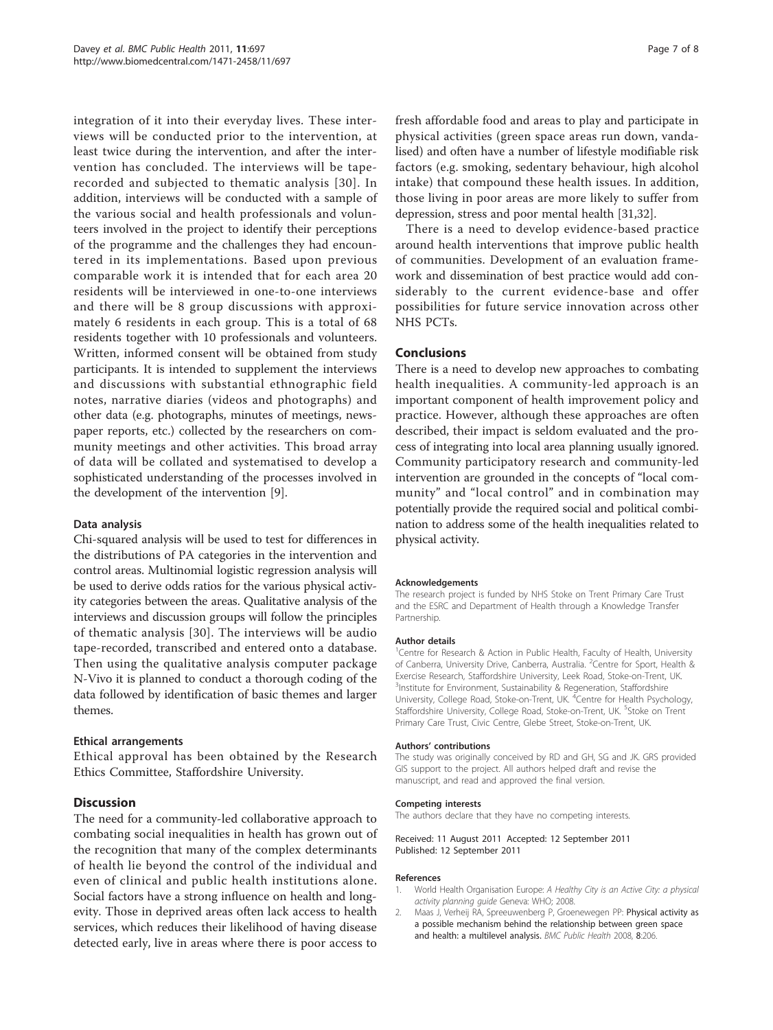integration of it into their everyday lives. These interviews will be conducted prior to the intervention, at least twice during the intervention, and after the intervention has concluded. The interviews will be tape-recorded and subjected to thematic analysis [30]. In addition, interviews will be conducted with a sample of the various social and health professionals and volunteers involved in the project to identify their perceptions of the programme and the challenges they had encountered in its implementations. Based upon previous comparable work it is intended that for each area 20 residents will be interviewed in one-to-one interviews and there will be 8 group discussions with approximately 6 residents in each group. This is a total of 68 residents together with 10 professionals and volunteers. Written, informed consent will be obtained from study participants. It is intended to supplement the interviews and discussions with substantial ethnographic field notes, narrative diaries (videos and photographs) and other data (e.g. photographs, minutes of meetings, newspaper reports, etc.) collected by the researchers on community meetings and other activities. This broad array of data will be collated and systematised to develop a sophisticated understanding of the processes involved in the development of the intervention [9].

### Data analysis

Chi-squared analysis will be used to test for differences in the distributions of PA categories in the intervention and control areas. Multinomial logistic regression analysis will be used to derive odds ratios for the various physical activity categories between the areas. Qualitative analysis of the interviews and discussion groups will follow the principles of thematic analysis [30]. The interviews will be audio tape-recorded, transcribed and entered onto a database. Then using the qualitative analysis computer package N-Vivo it is planned to conduct a thorough coding of the data followed by identification of basic themes and larger themes.

### Ethical arrangements

Ethical approval has been obtained by the Research Ethics Committee, Staffordshire University.

## Discussion

The need for a community-led collaborative approach to combating social inequalities in health has grown out of the recognition that many of the complex determinants of health lie beyond the control of the individual and even of clinical and public health institutions alone. Social factors have a strong influence on health and longevity. Those in deprived areas often lack access to health services, which reduces their likelihood of having disease detected early, live in areas where there is poor access to fresh affordable food and areas to play and participate in physical activities (green space areas run down, vandalised) and often have a number of lifestyle modifiable risk factors (e.g. smoking, sedentary behaviour, high alcohol intake) that compound these health issues. In addition, those living in poor areas are more likely to suffer from depression, stress and poor mental health [31,32].

There is a need to develop evidence-based practice around health interventions that improve public health of communities. Development of an evaluation framework and dissemination of best practice would add considerably to the current evidence-base and offer possibilities for future service innovation across other NHS PCTs.

## Conclusions

There is a need to develop new approaches to combating health inequalities. A community-led approach is an important component of health improvement policy and practice. However, although these approaches are often described, their impact is seldom evaluated and the process of integrating into local area planning usually ignored. Community participatory research and community-led intervention are grounded in the concepts of "local community" and "local control" and in combination may potentially provide the required social and political combination to address some of the health inequalities related to physical activity.

#### Acknowledgements

The research project is funded by NHS Stoke on Trent Primary Care Trust and the ESRC and Department of Health through a Knowledge Transfer Partnership.

#### Author details

[1]Centre for Research & Action in Public Health, Faculty of Health, University of Canberra, University Drive, Canberra, Australia. [2]Centre for Sport, Health & Exercise Research, Staffordshire University, Leek Road, Stoke-on-Trent, UK. [3]Institute for Environment, Sustainability & Regeneration, Staffordshire University, College Road, Stoke-on-Trent, UK. [4]Centre for Health Psychology, Staffordshire University, College Road, Stoke-on-Trent, UK. [5]Stoke on Trent Primary Care Trust, Civic Centre, Glebe Street, Stoke-on-Trent, UK.

#### Authors' contributions

The study was originally conceived by RD and GH, SG and JK. GRS provided GIS support to the project. All authors helped draft and revise the manuscript, and read and approved the final version.

#### Competing interests

The authors declare that they have no competing interests.

Received: 11 August 2011 Accepted: 12 September 2011
Published: 12 September 2011

#### References

1. World Health Organisation Europe: *A Healthy City is an Active City: a physical activity planning guide* Geneva: WHO; 2008.
2. Maas J, Verheij RA, Spreeuwenberg P, Groenewegen PP: **Physical activity as a possible mechanism behind the relationship between green space and health: a multilevel analysis.** *BMC Public Health* 2008, **8**:206.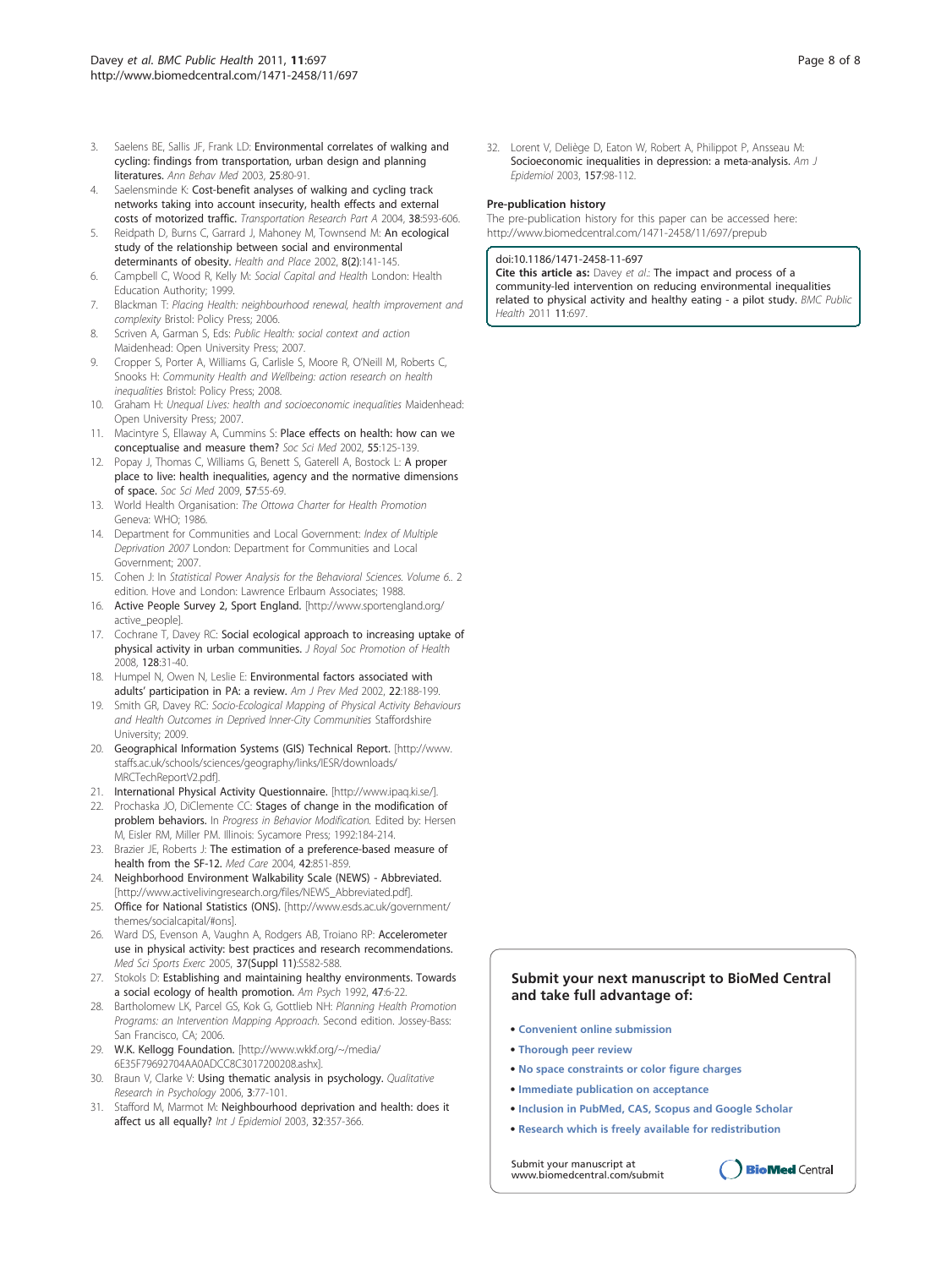3. Saelens BE, Sallis JF, Frank LD: **Environmental correlates of walking and cycling: findings from transportation, urban design and planning literatures.** *Ann Behav Med* 2003, **25**:80-91.
4. Saelensminde K: **Cost-benefit analyses of walking and cycling track networks taking into account insecurity, health effects and external costs of motorized traffic.** *Transportation Research Part A* 2004, **38**:593-606.
5. Reidpath D, Burns C, Garrard J, Mahoney M, Townsend M: **An ecological study of the relationship between social and environmental determinants of obesity.** *Health and Place* 2002, **8(2)**:141-145.
6. Campbell C, Wood R, Kelly M: *Social Capital and Health* London: Health Education Authority; 1999.
7. Blackman T: *Placing Health: neighbourhood renewal, health improvement and complexity* Bristol: Policy Press; 2006.
8. Scriven A, Garman S, Eds: *Public Health: social context and action* Maidenhead: Open University Press; 2007.
9. Cropper S, Porter A, Williams G, Carlisle S, Moore R, O'Neill M, Roberts C, Snooks H: *Community Health and Wellbeing: action research on health inequalities* Bristol: Policy Press; 2008.
10. Graham H: *Unequal Lives: health and socioeconomic inequalities* Maidenhead: Open University Press; 2007.
11. Macintyre S, Ellaway A, Cummins S: **Place effects on health: how can we conceptualise and measure them?** *Soc Sci Med* 2002, **55**:125-139.
12. Popay J, Thomas C, Williams G, Benett S, Gaterell A, Bostock L: **A proper place to live: health inequalities, agency and the normative dimensions of space.** *Soc Sci Med* 2009, **57**:55-69.
13. World Health Organisation: *The Ottowa Charter for Health Promotion* Geneva: WHO; 1986.
14. Department for Communities and Local Government: *Index of Multiple Deprivation 2007* London: Department for Communities and Local Government; 2007.
15. Cohen J: In *Statistical Power Analysis for the Behavioral Sciences. Volume 6..* 2 edition. Hove and London: Lawrence Erlbaum Associates; 1988.
16. **Active People Survey 2, Sport England.** [http://www.sportengland.org/active_people].
17. Cochrane T, Davey RC: **Social ecological approach to increasing uptake of physical activity in urban communities.** *J Royal Soc Promotion of Health* 2008, **128**:31-40.
18. Humpel N, Owen N, Leslie E: **Environmental factors associated with adults' participation in PA: a review.** *Am J Prev Med* 2002, **22**:188-199.
19. Smith GR, Davey RC: *Socio-Ecological Mapping of Physical Activity Behaviours and Health Outcomes in Deprived Inner-City Communities* Staffordshire University; 2009.
20. **Geographical Information Systems (GIS) Technical Report.** [http://www.staffs.ac.uk/schools/sciences/geography/links/IESR/downloads/MRCTechReportV2.pdf].
21. **International Physical Activity Questionnaire.** [http://www.ipaq.ki.se/].
22. Prochaska JO, DiClemente CC: **Stages of change in the modification of problem behaviors.** In *Progress in Behavior Modification.* Edited by: Hersen M, Eisler RM, Miller PM. Illinois: Sycamore Press; 1992:184-214.
23. Brazier JE, Roberts J: **The estimation of a preference-based measure of health from the SF-12.** *Med Care* 2004, **42**:851-859.
24. **Neighborhood Environment Walkability Scale (NEWS) - Abbreviated.** [http://www.activelivingresearch.org/files/NEWS_Abbreviated.pdf].
25. **Office for National Statistics (ONS).** [http://www.esds.ac.uk/government/themes/socialcapital/#ons].
26. Ward DS, Evenson A, Vaughn A, Rodgers AB, Troiano RP: **Accelerometer use in physical activity: best practices and research recommendations.** *Med Sci Sports Exerc* 2005, **37(Suppl 11)**:S582-588.
27. Stokols D: **Establishing and maintaining healthy environments. Towards a social ecology of health promotion.** *Am Psych* 1992, **47**:6-22.
28. Bartholomew LK, Parcel GS, Kok G, Gottlieb NH: *Planning Health Promotion Programs: an Intervention Mapping Approach.* Second edition. Jossey-Bass: San Francisco, CA; 2006.
29. **W.K. Kellogg Foundation.** [http://www.wkkf.org/~/media/6E35F79692704AA0ADCC8C3017200208.ashx].
30. Braun V, Clarke V: **Using thematic analysis in psychology.** *Qualitative Research in Psychology* 2006, **3**:77-101.
31. Stafford M, Marmot M: **Neighbourhood deprivation and health: does it affect us all equally?** *Int J Epidemiol* 2003, **32**:357-366.
32. Lorent V, Deliège D, Eaton W, Robert A, Philippot P, Ansseau M: **Socioeconomic inequalities in depression: a meta-analysis.** *Am J Epidemiol* 2003, **157**:98-112.

### Pre-publication history

The pre-publication history for this paper can be accessed here: http://www.biomedcentral.com/1471-2458/11/697/prepub

doi:10.1186/1471-2458-11-697

**Cite this article as:** Davey *et al.*: The impact and process of a community-led intervention on reducing environmental inequalities related to physical activity and healthy eating - a pilot study. *BMC Public Health* 2011 **11**:697.

**Submit your next manuscript to BioMed Central and take full advantage of:**

- **Convenient online submission**
- **Thorough peer review**
- **No space constraints or color figure charges**
- **Immediate publication on acceptance**
- **Inclusion in PubMed, CAS, Scopus and Google Scholar**
- **Research which is freely available for redistribution**

Submit your manuscript at www.biomedcentral.com/submit